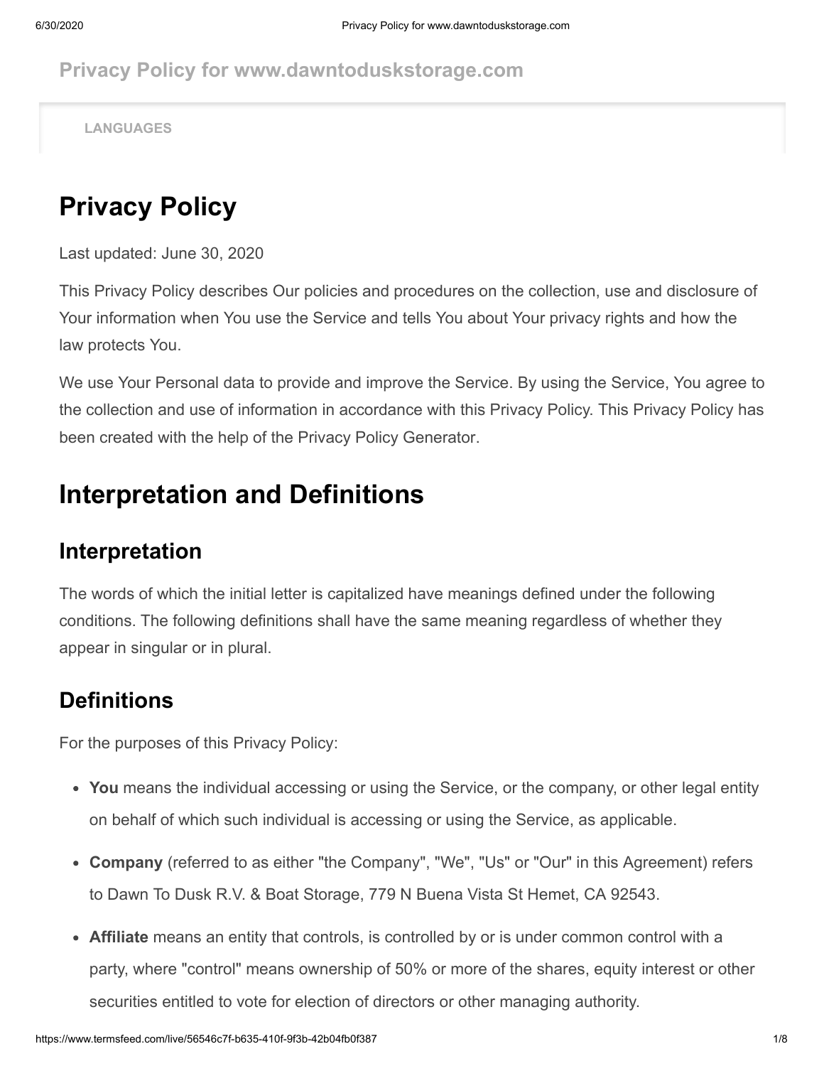**Privacy Policy for www.dawntoduskstorage.com**

**LANGUAGES**

# Privacy Policy

Last updated: June 30, 2020

This Privacy Policy describes Our policies and procedures on the collection, use and disclosure of Your information when You use the Service and tells You about Your privacy rights and how the law protects You.

We use Your Personal data to provide and improve the Service. By using the Service, You agree to the collection and use of information in accordance with this Privacy Policy. This Privacy Policy has been created with the help of the Privacy Policy Generator.

# Interpretation and Definitions

## Interpretation

The words of which the initial letter is capitalized have meanings defined under the following conditions. The following definitions shall have the same meaning regardless of whether they appear in singular or in plural.

## Definitions

For the purposes of this Privacy Policy:

- **You** means the individual accessing or using the Service, or the company, or other legal entity on behalf of which such individual is accessing or using the Service, as applicable.
- **Company** (referred to as either "the Company", "We", "Us" or "Our" in this Agreement) refers to Dawn To Dusk R.V. & Boat Storage, 779 N Buena Vista St Hemet, CA 92543.
- **Affiliate** means an entity that controls, is controlled by or is under common control with a party, where "control" means ownership of 50% or more of the shares, equity interest or other securities entitled to vote for election of directors or other managing authority.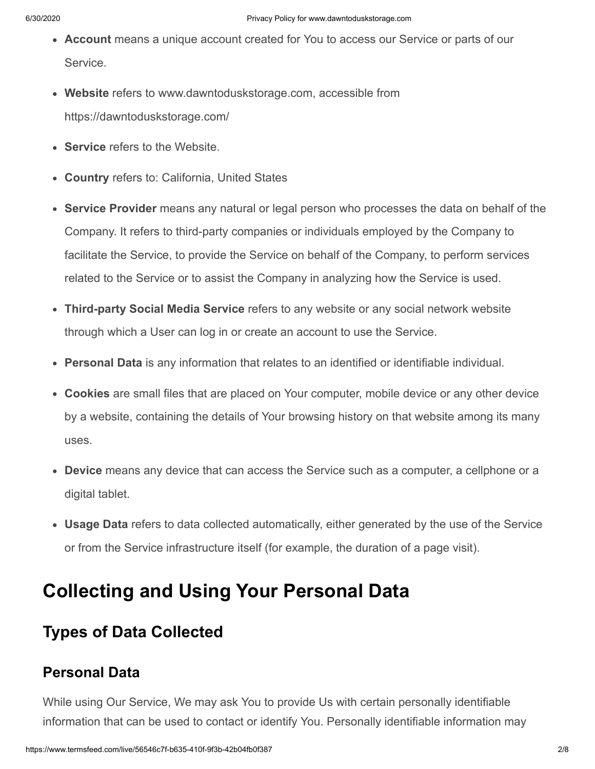- **Account** means a unique account created for You to access our Service or parts of our Service.
- **Website** refers to www.dawntoduskstorage.com, accessible from https://dawntoduskstorage.com/
- **Service** refers to the Website.
- **Country** refers to: California, United States
- **Service Provider** means any natural or legal person who processes the data on behalf of the Company. It refers to third-party companies or individuals employed by the Company to facilitate the Service, to provide the Service on behalf of the Company, to perform services related to the Service or to assist the Company in analyzing how the Service is used.
- **Third-party Social Media Service** refers to any website or any social network website through which a User can log in or create an account to use the Service.
- **Personal Data** is any information that relates to an identified or identifiable individual.
- **Cookies** are small files that are placed on Your computer, mobile device or any other device by a website, containing the details of Your browsing history on that website among its many uses.
- **Device** means any device that can access the Service such as a computer, a cellphone or a digital tablet.
- **Usage Data** refers to data collected automatically, either generated by the use of the Service or from the Service infrastructure itself (for example, the duration of a page visit).

# Collecting and Using Your Personal Data

## Types of Data Collected

### Personal Data

While using Our Service, We may ask You to provide Us with certain personally identifiable information that can be used to contact or identify You. Personally identifiable information may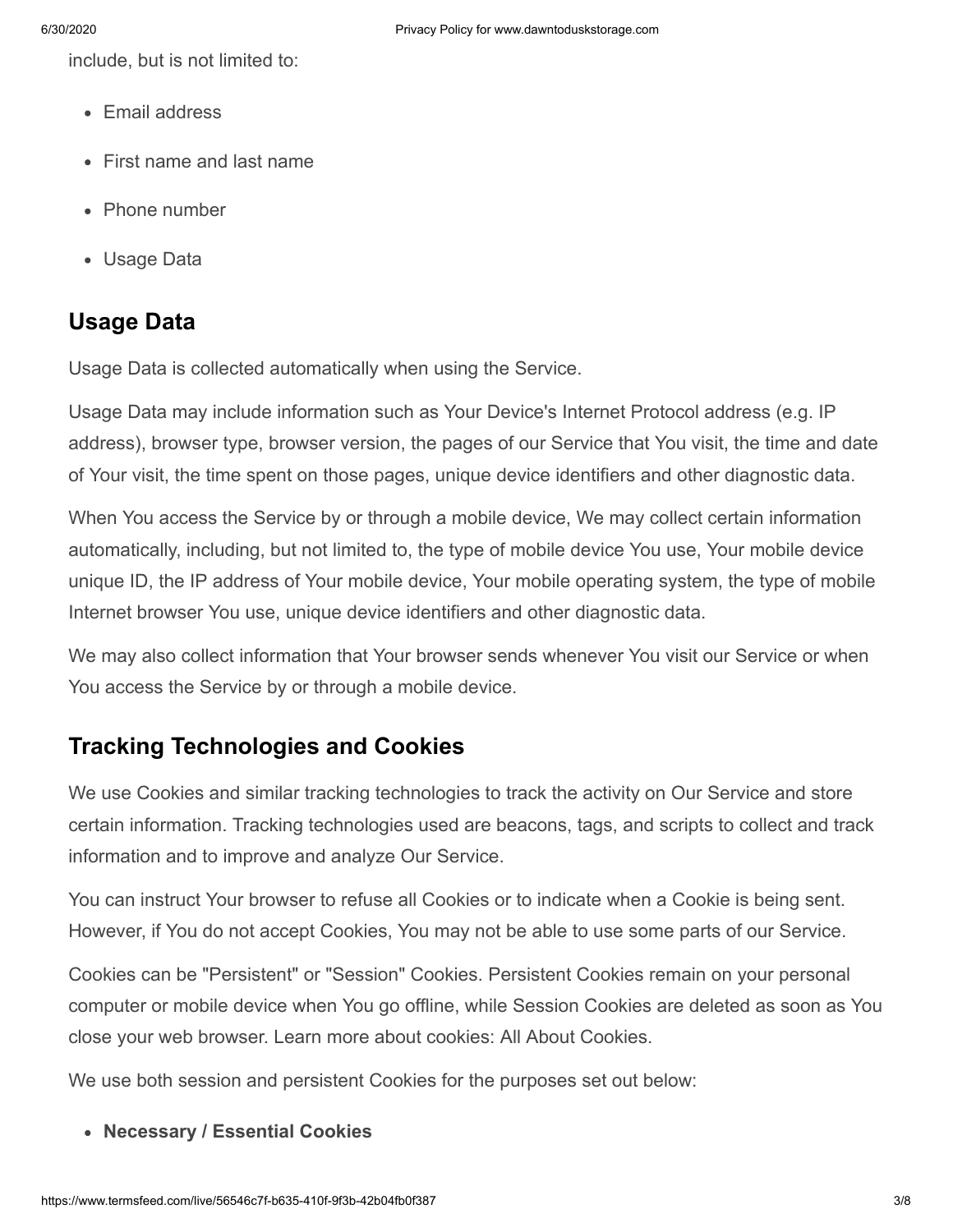include, but is not limited to:

- Email address
- First name and last name
- Phone number
- Usage Data

## Usage Data

Usage Data is collected automatically when using the Service.

Usage Data may include information such as Your Device's Internet Protocol address (e.g. IP address), browser type, browser version, the pages of our Service that You visit, the time and date of Your visit, the time spent on those pages, unique device identifiers and other diagnostic data.

When You access the Service by or through a mobile device, We may collect certain information automatically, including, but not limited to, the type of mobile device You use, Your mobile device unique ID, the IP address of Your mobile device, Your mobile operating system, the type of mobile Internet browser You use, unique device identifiers and other diagnostic data.

We may also collect information that Your browser sends whenever You visit our Service or when You access the Service by or through a mobile device.

## Tracking Technologies and Cookies

We use Cookies and similar tracking technologies to track the activity on Our Service and store certain information. Tracking technologies used are beacons, tags, and scripts to collect and track information and to improve and analyze Our Service.

You can instruct Your browser to refuse all Cookies or to indicate when a Cookie is being sent. However, if You do not accept Cookies, You may not be able to use some parts of our Service.

Cookies can be "Persistent" or "Session" Cookies. Persistent Cookies remain on your personal computer or mobile device when You go offline, while Session Cookies are deleted as soon as You close your web browser. Learn more about cookies: All About Cookies.

We use both session and persistent Cookies for the purposes set out below:

- **Necessary / Essential Cookies**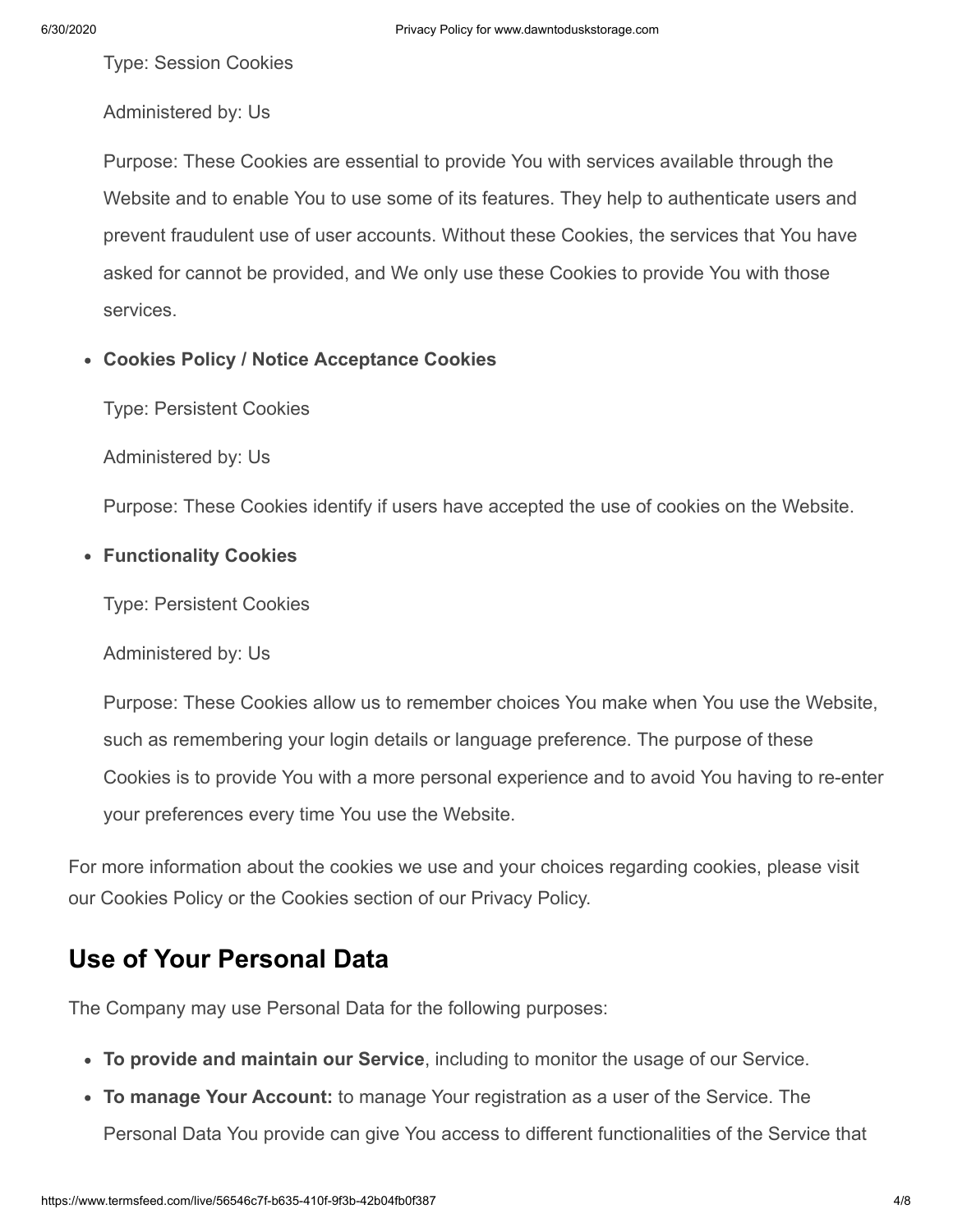Type: Session Cookies

Administered by: Us

Purpose: These Cookies are essential to provide You with services available through the Website and to enable You to use some of its features. They help to authenticate users and prevent fraudulent use of user accounts. Without these Cookies, the services that You have asked for cannot be provided, and We only use these Cookies to provide You with those services.

- **Cookies Policy / Notice Acceptance Cookies**

  Type: Persistent Cookies

  Administered by: Us

  Purpose: These Cookies identify if users have accepted the use of cookies on the Website.

- **Functionality Cookies**

  Type: Persistent Cookies

  Administered by: Us

  Purpose: These Cookies allow us to remember choices You make when You use the Website, such as remembering your login details or language preference. The purpose of these Cookies is to provide You with a more personal experience and to avoid You having to re-enter your preferences every time You use the Website.

For more information about the cookies we use and your choices regarding cookies, please visit our Cookies Policy or the Cookies section of our Privacy Policy.

## Use of Your Personal Data

The Company may use Personal Data for the following purposes:

- **To provide and maintain our Service**, including to monitor the usage of our Service.
- **To manage Your Account:** to manage Your registration as a user of the Service. The Personal Data You provide can give You access to different functionalities of the Service that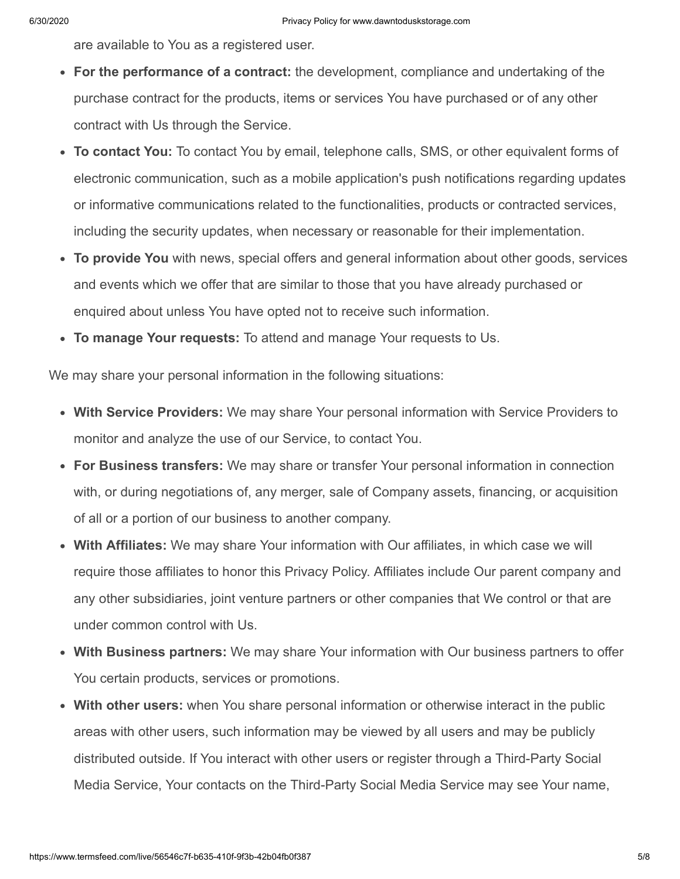are available to You as a registered user.

- **For the performance of a contract:** the development, compliance and undertaking of the purchase contract for the products, items or services You have purchased or of any other contract with Us through the Service.
- **To contact You:** To contact You by email, telephone calls, SMS, or other equivalent forms of electronic communication, such as a mobile application's push notifications regarding updates or informative communications related to the functionalities, products or contracted services, including the security updates, when necessary or reasonable for their implementation.
- **To provide You** with news, special offers and general information about other goods, services and events which we offer that are similar to those that you have already purchased or enquired about unless You have opted not to receive such information.
- **To manage Your requests:** To attend and manage Your requests to Us.

We may share your personal information in the following situations:

- **With Service Providers:** We may share Your personal information with Service Providers to monitor and analyze the use of our Service, to contact You.
- **For Business transfers:** We may share or transfer Your personal information in connection with, or during negotiations of, any merger, sale of Company assets, financing, or acquisition of all or a portion of our business to another company.
- **With Affiliates:** We may share Your information with Our affiliates, in which case we will require those affiliates to honor this Privacy Policy. Affiliates include Our parent company and any other subsidiaries, joint venture partners or other companies that We control or that are under common control with Us.
- **With Business partners:** We may share Your information with Our business partners to offer You certain products, services or promotions.
- **With other users:** when You share personal information or otherwise interact in the public areas with other users, such information may be viewed by all users and may be publicly distributed outside. If You interact with other users or register through a Third-Party Social Media Service, Your contacts on the Third-Party Social Media Service may see Your name,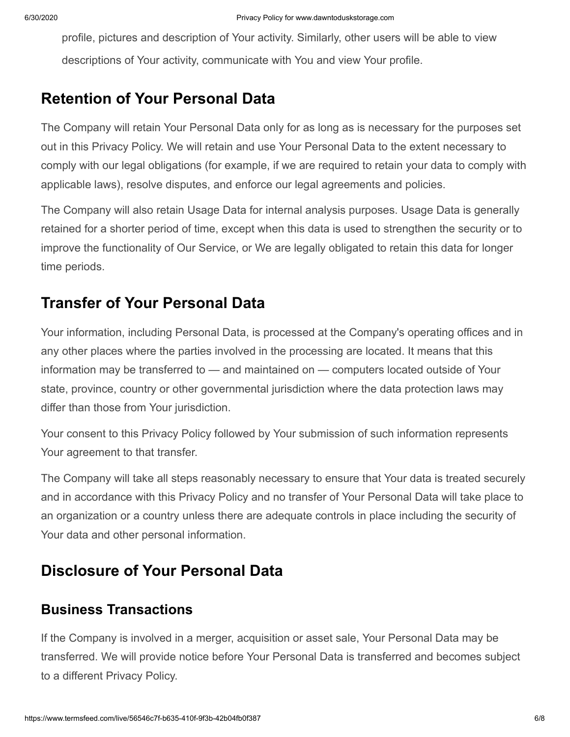profile, pictures and description of Your activity. Similarly, other users will be able to view descriptions of Your activity, communicate with You and view Your profile.

## Retention of Your Personal Data

The Company will retain Your Personal Data only for as long as is necessary for the purposes set out in this Privacy Policy. We will retain and use Your Personal Data to the extent necessary to comply with our legal obligations (for example, if we are required to retain your data to comply with applicable laws), resolve disputes, and enforce our legal agreements and policies.

The Company will also retain Usage Data for internal analysis purposes. Usage Data is generally retained for a shorter period of time, except when this data is used to strengthen the security or to improve the functionality of Our Service, or We are legally obligated to retain this data for longer time periods.

## Transfer of Your Personal Data

Your information, including Personal Data, is processed at the Company's operating offices and in any other places where the parties involved in the processing are located. It means that this information may be transferred to — and maintained on — computers located outside of Your state, province, country or other governmental jurisdiction where the data protection laws may differ than those from Your jurisdiction.

Your consent to this Privacy Policy followed by Your submission of such information represents Your agreement to that transfer.

The Company will take all steps reasonably necessary to ensure that Your data is treated securely and in accordance with this Privacy Policy and no transfer of Your Personal Data will take place to an organization or a country unless there are adequate controls in place including the security of Your data and other personal information.

## Disclosure of Your Personal Data

### Business Transactions

If the Company is involved in a merger, acquisition or asset sale, Your Personal Data may be transferred. We will provide notice before Your Personal Data is transferred and becomes subject to a different Privacy Policy.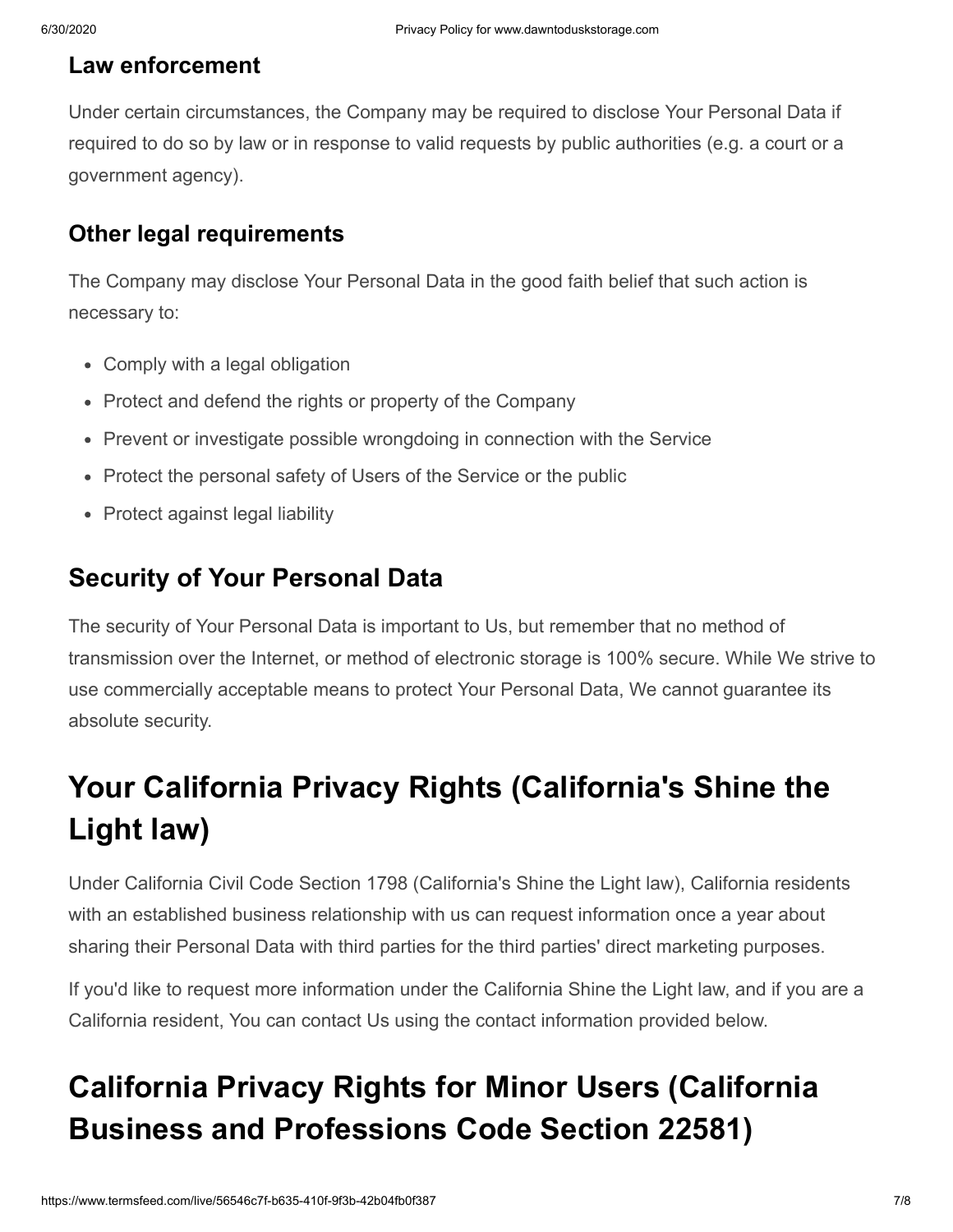### Law enforcement

Under certain circumstances, the Company may be required to disclose Your Personal Data if required to do so by law or in response to valid requests by public authorities (e.g. a court or a government agency).

### Other legal requirements

The Company may disclose Your Personal Data in the good faith belief that such action is necessary to:

- Comply with a legal obligation
- Protect and defend the rights or property of the Company
- Prevent or investigate possible wrongdoing in connection with the Service
- Protect the personal safety of Users of the Service or the public
- Protect against legal liability

## Security of Your Personal Data

The security of Your Personal Data is important to Us, but remember that no method of transmission over the Internet, or method of electronic storage is 100% secure. While We strive to use commercially acceptable means to protect Your Personal Data, We cannot guarantee its absolute security.

# Your California Privacy Rights (California's Shine the Light law)

Under California Civil Code Section 1798 (California's Shine the Light law), California residents with an established business relationship with us can request information once a year about sharing their Personal Data with third parties for the third parties' direct marketing purposes.

If you'd like to request more information under the California Shine the Light law, and if you are a California resident, You can contact Us using the contact information provided below.

# California Privacy Rights for Minor Users (California Business and Professions Code Section 22581)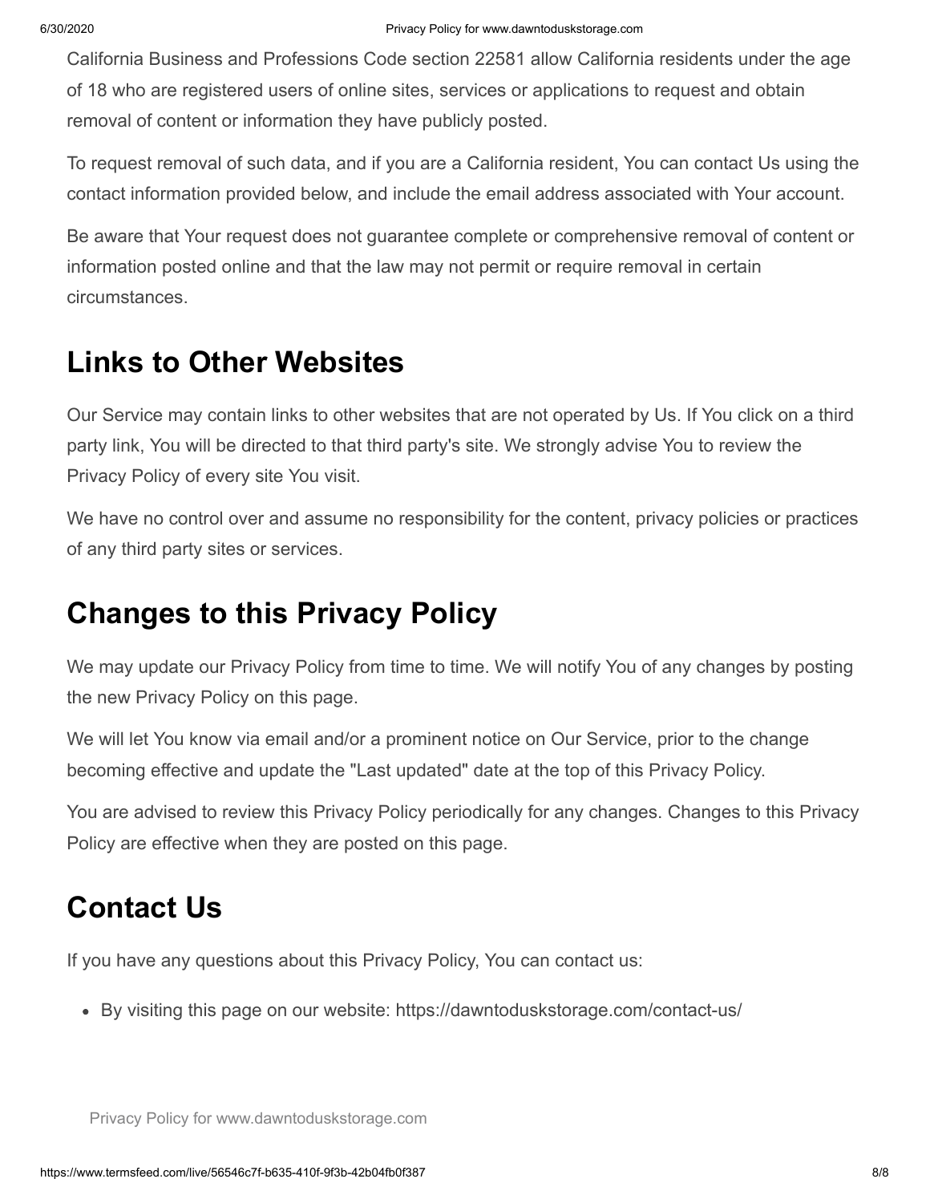California Business and Professions Code section 22581 allow California residents under the age of 18 who are registered users of online sites, services or applications to request and obtain removal of content or information they have publicly posted.

To request removal of such data, and if you are a California resident, You can contact Us using the contact information provided below, and include the email address associated with Your account.

Be aware that Your request does not guarantee complete or comprehensive removal of content or information posted online and that the law may not permit or require removal in certain circumstances.

## Links to Other Websites

Our Service may contain links to other websites that are not operated by Us. If You click on a third party link, You will be directed to that third party's site. We strongly advise You to review the Privacy Policy of every site You visit.

We have no control over and assume no responsibility for the content, privacy policies or practices of any third party sites or services.

## Changes to this Privacy Policy

We may update our Privacy Policy from time to time. We will notify You of any changes by posting the new Privacy Policy on this page.

We will let You know via email and/or a prominent notice on Our Service, prior to the change becoming effective and update the "Last updated" date at the top of this Privacy Policy.

You are advised to review this Privacy Policy periodically for any changes. Changes to this Privacy Policy are effective when they are posted on this page.

## Contact Us

If you have any questions about this Privacy Policy, You can contact us:

- By visiting this page on our website: https://dawntoduskstorage.com/contact-us/

Privacy Policy for www.dawntoduskstorage.com